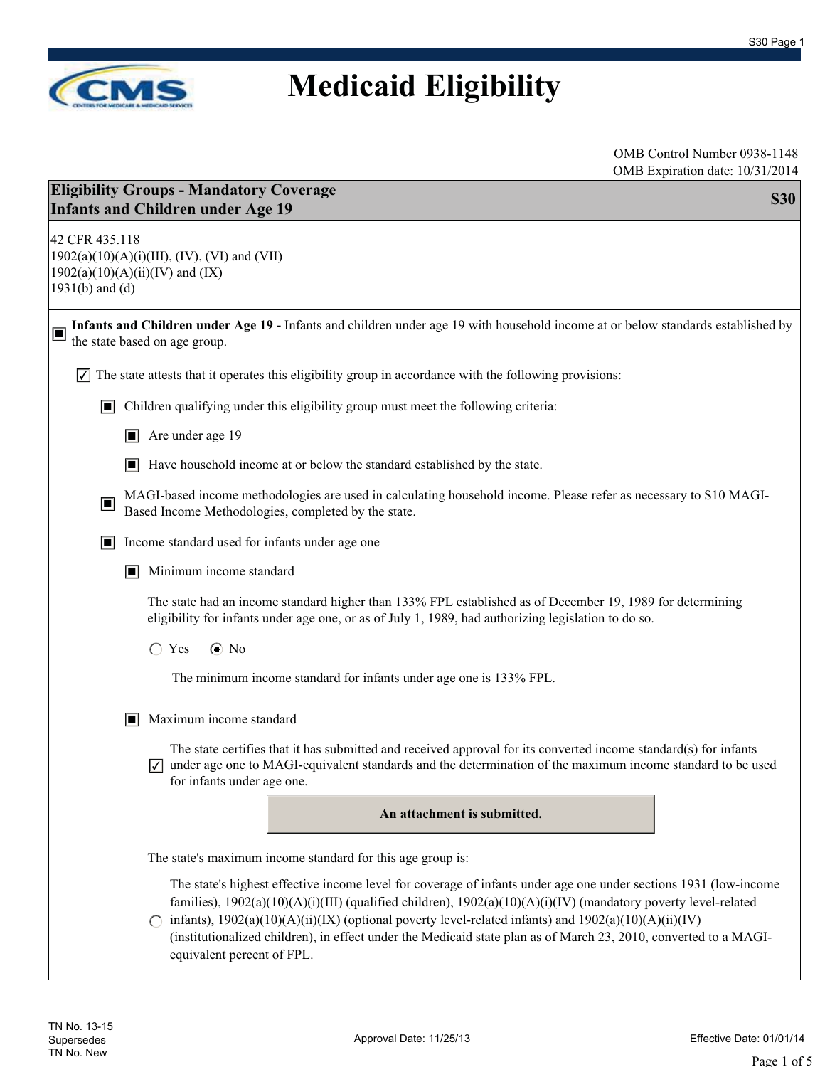# Medicaid Eligibility

OMB Control Number 0938-1148
OMB Expiration date: 10/31/2014

## Eligibility Groups - Mandatory Coverage
## Infants and Children under Age 19 — S30

42 CFR 435.118
1902(a)(10)(A)(i)(III), (IV), (VI) and (VII)
1902(a)(10)(A)(ii)(IV) and (IX)
1931(b) and (d)

- [x] **Infants and Children under Age 19 -** Infants and children under age 19 with household income at or below standards established by the state based on age group.

  - [x] The state attests that it operates this eligibility group in accordance with the following provisions:

    - [x] Children qualifying under this eligibility group must meet the following criteria:

      - [x] Are under age 19
      - [x] Have household income at or below the standard established by the state.

    - [x] MAGI-based income methodologies are used in calculating household income. Please refer as necessary to S10 MAGI-Based Income Methodologies, completed by the state.

    - [x] Income standard used for infants under age one

      - [x] Minimum income standard

        The state had an income standard higher than 133% FPL established as of December 19, 1989 for determining eligibility for infants under age one, or as of July 1, 1989, had authorizing legislation to do so.

        ○ Yes ● No

        The minimum income standard for infants under age one is 133% FPL.

      - [x] Maximum income standard

        - [x] The state certifies that it has submitted and received approval for its converted income standard(s) for infants under age one to MAGI-equivalent standards and the determination of the maximum income standard to be used for infants under age one.

        **An attachment is submitted.**

        The state's maximum income standard for this age group is:

        ○ The state's highest effective income level for coverage of infants under age one under sections 1931 (low-income families), 1902(a)(10)(A)(i)(III) (qualified children), 1902(a)(10)(A)(i)(IV) (mandatory poverty level-related infants), 1902(a)(10)(A)(ii)(IX) (optional poverty level-related infants) and 1902(a)(10)(A)(ii)(IV) (institutionalized children), in effect under the Medicaid state plan as of March 23, 2010, converted to a MAGI-equivalent percent of FPL.

TN No. 13-15
Supersedes
TN No. New

Approval Date: 11/25/13

Effective Date: 01/01/14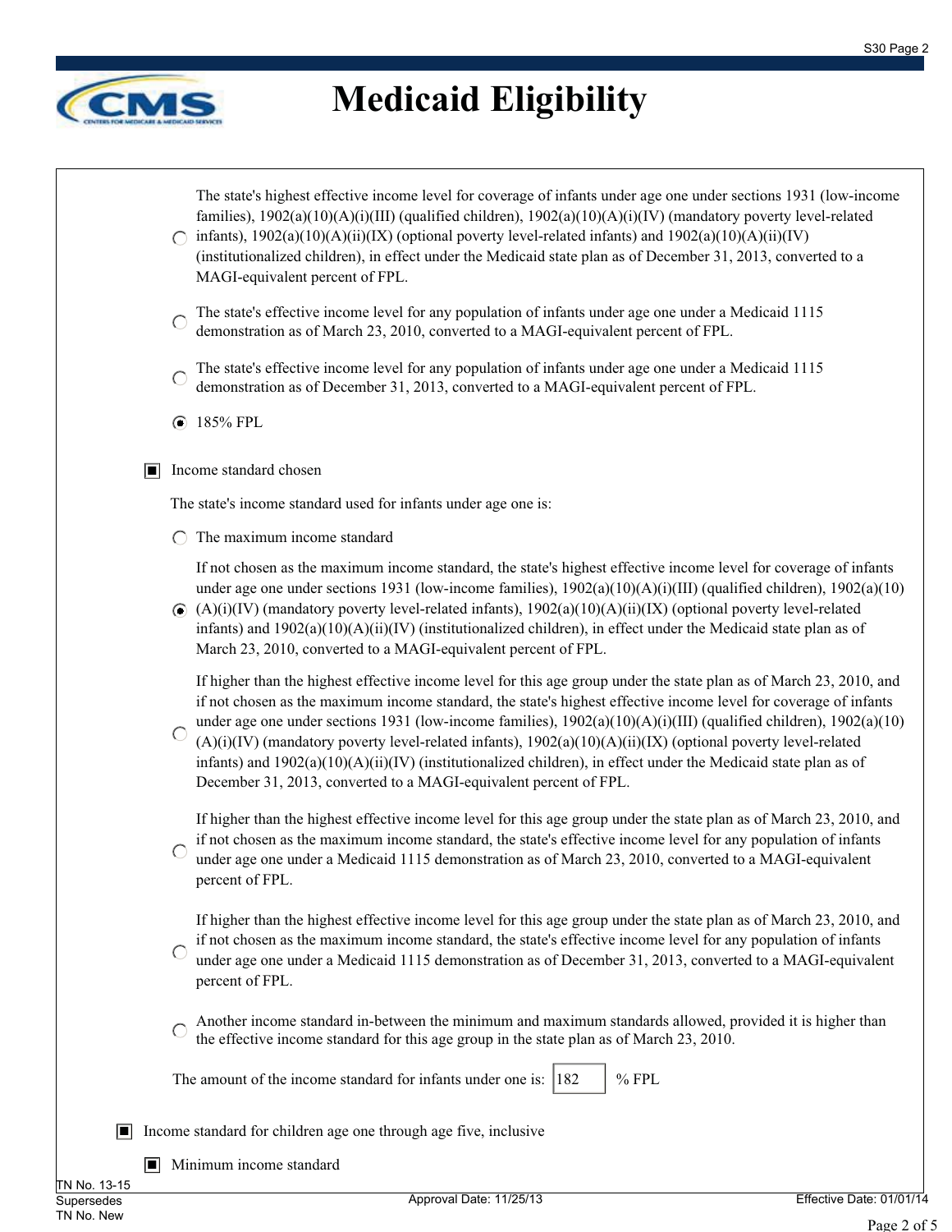# Medicaid Eligibility

- ○ The state's highest effective income level for coverage of infants under age one under sections 1931 (low-income families), 1902(a)(10)(A)(i)(III) (qualified children), 1902(a)(10)(A)(i)(IV) (mandatory poverty level-related infants), 1902(a)(10)(A)(ii)(IX) (optional poverty level-related infants) and 1902(a)(10)(A)(ii)(IV) (institutionalized children), in effect under the Medicaid state plan as of December 31, 2013, converted to a MAGI-equivalent percent of FPL.

- ○ The state's effective income level for any population of infants under age one under a Medicaid 1115 demonstration as of March 23, 2010, converted to a MAGI-equivalent percent of FPL.

- ○ The state's effective income level for any population of infants under age one under a Medicaid 1115 demonstration as of December 31, 2013, converted to a MAGI-equivalent percent of FPL.

- ◉ 185% FPL

■ Income standard chosen

The state's income standard used for infants under age one is:

- ○ The maximum income standard

- ◉ If not chosen as the maximum income standard, the state's highest effective income level for coverage of infants under age one under sections 1931 (low-income families), 1902(a)(10)(A)(i)(III) (qualified children), 1902(a)(10)(A)(i)(IV) (mandatory poverty level-related infants), 1902(a)(10)(A)(ii)(IX) (optional poverty level-related infants) and 1902(a)(10)(A)(ii)(IV) (institutionalized children), in effect under the Medicaid state plan as of March 23, 2010, converted to a MAGI-equivalent percent of FPL.

- ○ If higher than the highest effective income level for this age group under the state plan as of March 23, 2010, and if not chosen as the maximum income standard, the state's highest effective income level for coverage of infants under age one under sections 1931 (low-income families), 1902(a)(10)(A)(i)(III) (qualified children), 1902(a)(10)(A)(i)(IV) (mandatory poverty level-related infants), 1902(a)(10)(A)(ii)(IX) (optional poverty level-related infants) and 1902(a)(10)(A)(ii)(IV) (institutionalized children), in effect under the Medicaid state plan as of December 31, 2013, converted to a MAGI-equivalent percent of FPL.

- ○ If higher than the highest effective income level for this age group under the state plan as of March 23, 2010, and if not chosen as the maximum income standard, the state's effective income level for any population of infants under age one under a Medicaid 1115 demonstration as of March 23, 2010, converted to a MAGI-equivalent percent of FPL.

- ○ If higher than the highest effective income level for this age group under the state plan as of March 23, 2010, and if not chosen as the maximum income standard, the state's effective income level for any population of infants under age one under a Medicaid 1115 demonstration as of December 31, 2013, converted to a MAGI-equivalent percent of FPL.

- ○ Another income standard in-between the minimum and maximum standards allowed, provided it is higher than the effective income standard for this age group in the state plan as of March 23, 2010.

The amount of the income standard for infants under one is: 182 % FPL

■ Income standard for children age one through age five, inclusive

■ Minimum income standard

TN No. 13-15
Supersedes
TN No. New

Approval Date: 11/25/13

Effective Date: 01/01/14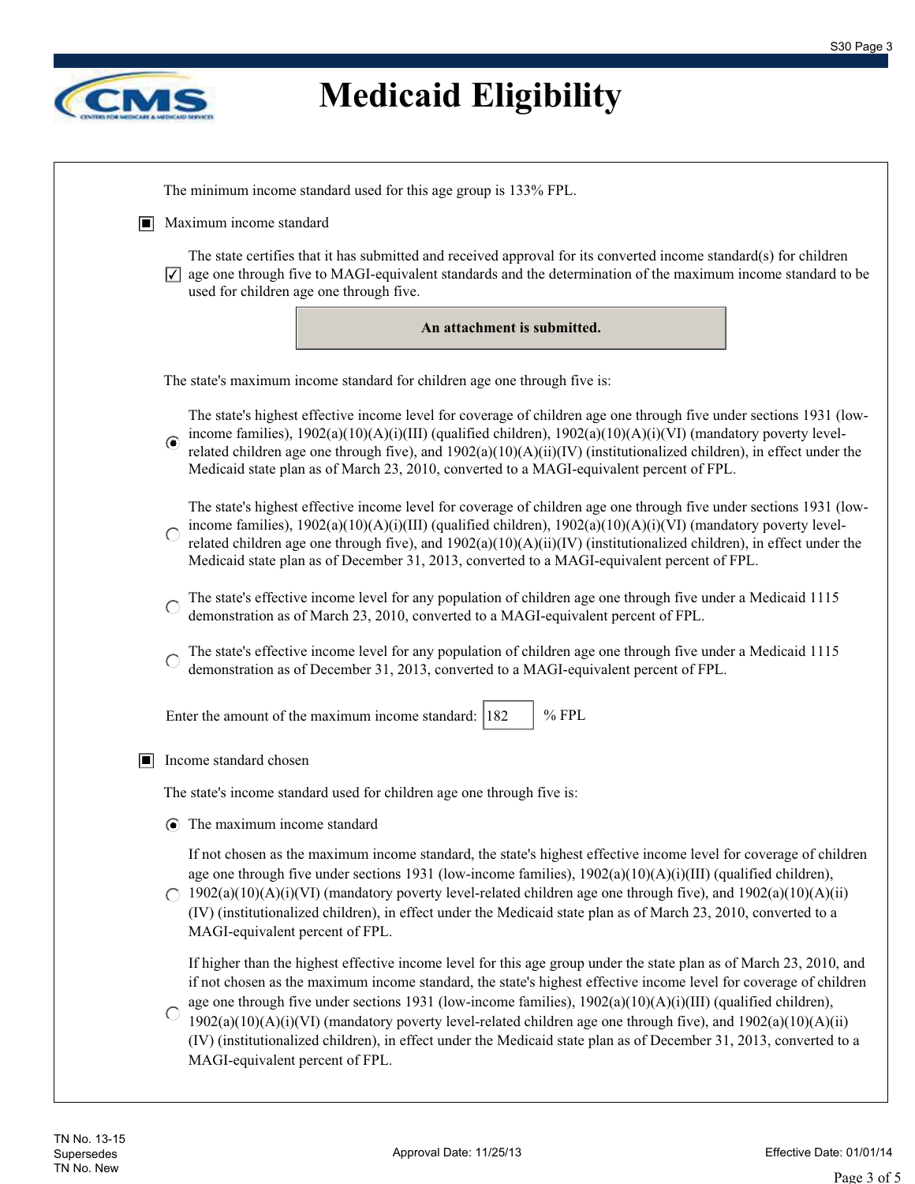# Medicaid Eligibility

The minimum income standard used for this age group is 133% FPL.

■ Maximum income standard

☑ The state certifies that it has submitted and received approval for its converted income standard(s) for children age one through five to MAGI-equivalent standards and the determination of the maximum income standard to be used for children age one through five.

**An attachment is submitted.**

The state's maximum income standard for children age one through five is:

◉ The state's highest effective income level for coverage of children age one through five under sections 1931 (low-income families), 1902(a)(10)(A)(i)(III) (qualified children), 1902(a)(10)(A)(i)(VI) (mandatory poverty level-related children age one through five), and 1902(a)(10)(A)(ii)(IV) (institutionalized children), in effect under the Medicaid state plan as of March 23, 2010, converted to a MAGI-equivalent percent of FPL.

○ The state's highest effective income level for coverage of children age one through five under sections 1931 (low-income families), 1902(a)(10)(A)(i)(III) (qualified children), 1902(a)(10)(A)(i)(VI) (mandatory poverty level-related children age one through five), and 1902(a)(10)(A)(ii)(IV) (institutionalized children), in effect under the Medicaid state plan as of December 31, 2013, converted to a MAGI-equivalent percent of FPL.

○ The state's effective income level for any population of children age one through five under a Medicaid 1115 demonstration as of March 23, 2010, converted to a MAGI-equivalent percent of FPL.

○ The state's effective income level for any population of children age one through five under a Medicaid 1115 demonstration as of December 31, 2013, converted to a MAGI-equivalent percent of FPL.

Enter the amount of the maximum income standard: 182 % FPL

■ Income standard chosen

The state's income standard used for children age one through five is:

◉ The maximum income standard

○ If not chosen as the maximum income standard, the state's highest effective income level for coverage of children age one through five under sections 1931 (low-income families), 1902(a)(10)(A)(i)(III) (qualified children), 1902(a)(10)(A)(i)(VI) (mandatory poverty level-related children age one through five), and 1902(a)(10)(A)(ii)(IV) (institutionalized children), in effect under the Medicaid state plan as of March 23, 2010, converted to a MAGI-equivalent percent of FPL.

○ If higher than the highest effective income level for this age group under the state plan as of March 23, 2010, and if not chosen as the maximum income standard, the state's highest effective income level for coverage of children age one through five under sections 1931 (low-income families), 1902(a)(10)(A)(i)(III) (qualified children), 1902(a)(10)(A)(i)(VI) (mandatory poverty level-related children age one through five), and 1902(a)(10)(A)(ii)(IV) (institutionalized children), in effect under the Medicaid state plan as of December 31, 2013, converted to a MAGI-equivalent percent of FPL.

TN No. 13-15
Supersedes
TN No. New

Approval Date: 11/25/13

Effective Date: 01/01/14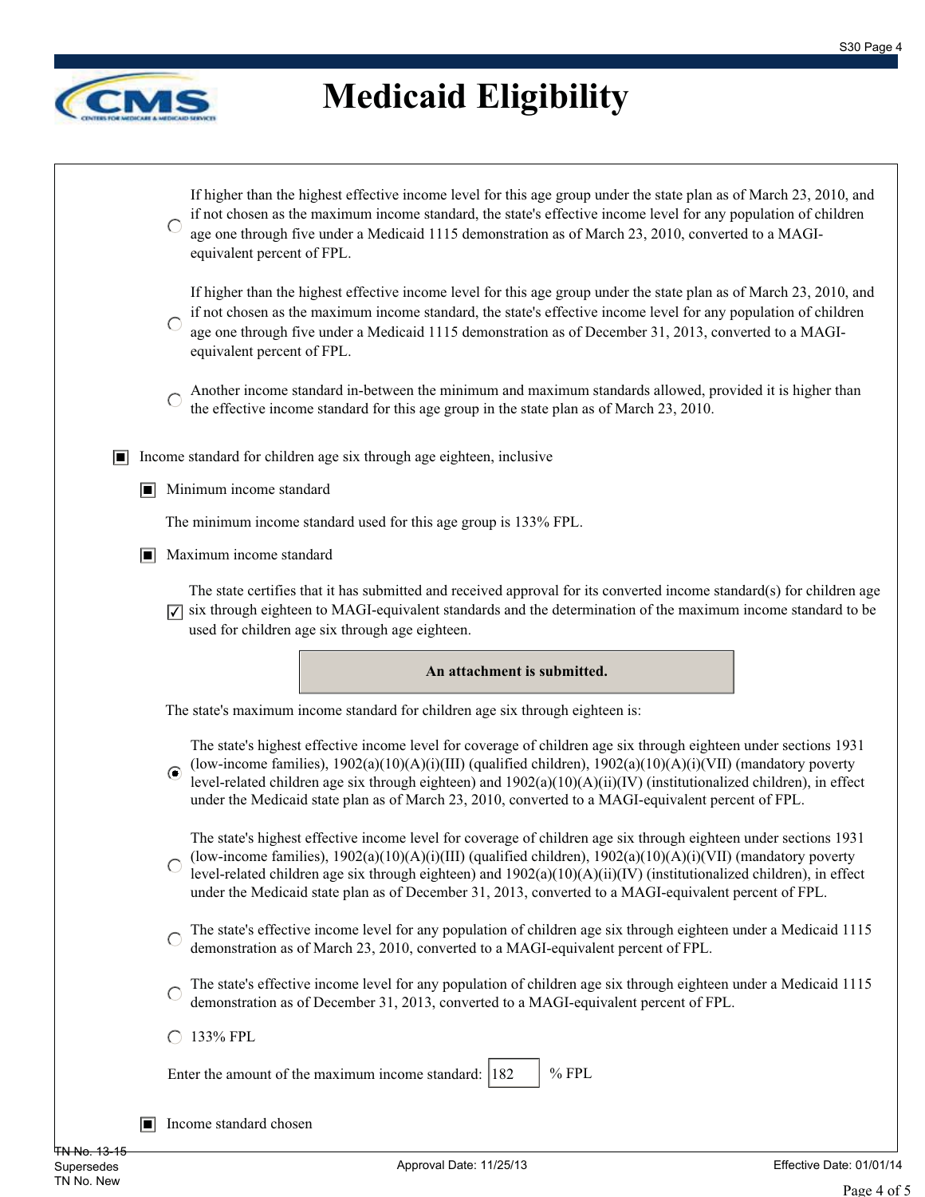# Medicaid Eligibility

- ○ If higher than the highest effective income level for this age group under the state plan as of March 23, 2010, and if not chosen as the maximum income standard, the state's effective income level for any population of children age one through five under a Medicaid 1115 demonstration as of March 23, 2010, converted to a MAGI-equivalent percent of FPL.

- ○ If higher than the highest effective income level for this age group under the state plan as of March 23, 2010, and if not chosen as the maximum income standard, the state's effective income level for any population of children age one through five under a Medicaid 1115 demonstration as of December 31, 2013, converted to a MAGI-equivalent percent of FPL.

- ○ Another income standard in-between the minimum and maximum standards allowed, provided it is higher than the effective income standard for this age group in the state plan as of March 23, 2010.

■ Income standard for children age six through age eighteen, inclusive

■ Minimum income standard

The minimum income standard used for this age group is 133% FPL.

■ Maximum income standard

☑ The state certifies that it has submitted and received approval for its converted income standard(s) for children age six through eighteen to MAGI-equivalent standards and the determination of the maximum income standard to be used for children age six through age eighteen.

**An attachment is submitted.**

The state's maximum income standard for children age six through eighteen is:

- ◉ The state's highest effective income level for coverage of children age six through eighteen under sections 1931 (low-income families), 1902(a)(10)(A)(i)(III) (qualified children), 1902(a)(10)(A)(i)(VII) (mandatory poverty level-related children age six through eighteen) and 1902(a)(10)(A)(ii)(IV) (institutionalized children), in effect under the Medicaid state plan as of March 23, 2010, converted to a MAGI-equivalent percent of FPL.

- ○ The state's highest effective income level for coverage of children age six through eighteen under sections 1931 (low-income families), 1902(a)(10)(A)(i)(III) (qualified children), 1902(a)(10)(A)(i)(VII) (mandatory poverty level-related children age six through eighteen) and 1902(a)(10)(A)(ii)(IV) (institutionalized children), in effect under the Medicaid state plan as of December 31, 2013, converted to a MAGI-equivalent percent of FPL.

- ○ The state's effective income level for any population of children age six through eighteen under a Medicaid 1115 demonstration as of March 23, 2010, converted to a MAGI-equivalent percent of FPL.

- ○ The state's effective income level for any population of children age six through eighteen under a Medicaid 1115 demonstration as of December 31, 2013, converted to a MAGI-equivalent percent of FPL.

- ○ 133% FPL

Enter the amount of the maximum income standard: 182 % FPL

■ Income standard chosen

TN No. 13-15
Supersedes
TN No. New

Approval Date: 11/25/13

Effective Date: 01/01/14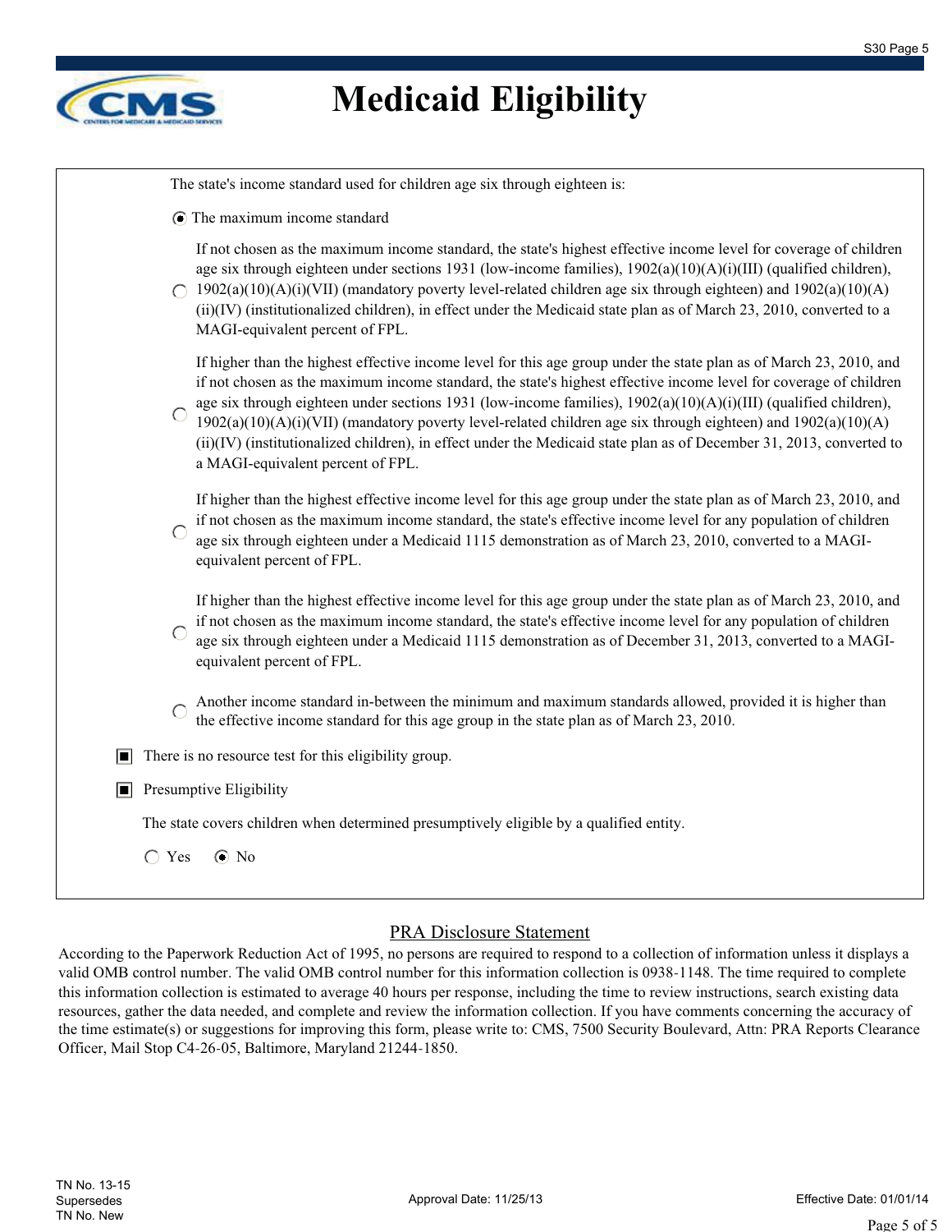# Medicaid Eligibility

The state's income standard used for children age six through eighteen is:

- (●) The maximum income standard
- ( ) If not chosen as the maximum income standard, the state's highest effective income level for coverage of children age six through eighteen under sections 1931 (low-income families), 1902(a)(10)(A)(i)(III) (qualified children), 1902(a)(10)(A)(i)(VII) (mandatory poverty level-related children age six through eighteen) and 1902(a)(10)(A)(ii)(IV) (institutionalized children), in effect under the Medicaid state plan as of March 23, 2010, converted to a MAGI-equivalent percent of FPL.
- ( ) If higher than the highest effective income level for this age group under the state plan as of March 23, 2010, and if not chosen as the maximum income standard, the state's highest effective income level for coverage of children age six through eighteen under sections 1931 (low-income families), 1902(a)(10)(A)(i)(III) (qualified children), 1902(a)(10)(A)(i)(VII) (mandatory poverty level-related children age six through eighteen) and 1902(a)(10)(A)(ii)(IV) (institutionalized children), in effect under the Medicaid state plan as of December 31, 2013, converted to a MAGI-equivalent percent of FPL.
- ( ) If higher than the highest effective income level for this age group under the state plan as of March 23, 2010, and if not chosen as the maximum income standard, the state's effective income level for any population of children age six through eighteen under a Medicaid 1115 demonstration as of March 23, 2010, converted to a MAGI-equivalent percent of FPL.
- ( ) If higher than the highest effective income level for this age group under the state plan as of March 23, 2010, and if not chosen as the maximum income standard, the state's effective income level for any population of children age six through eighteen under a Medicaid 1115 demonstration as of December 31, 2013, converted to a MAGI-equivalent percent of FPL.
- ( ) Another income standard in-between the minimum and maximum standards allowed, provided it is higher than the effective income standard for this age group in the state plan as of March 23, 2010.

[■] There is no resource test for this eligibility group.

[■] Presumptive Eligibility

The state covers children when determined presumptively eligible by a qualified entity.

( ) Yes (●) No

## PRA Disclosure Statement

According to the Paperwork Reduction Act of 1995, no persons are required to respond to a collection of information unless it displays a valid OMB control number. The valid OMB control number for this information collection is 0938-1148. The time required to complete this information collection is estimated to average 40 hours per response, including the time to review instructions, search existing data resources, gather the data needed, and complete and review the information collection. If you have comments concerning the accuracy of the time estimate(s) or suggestions for improving this form, please write to: CMS, 7500 Security Boulevard, Attn: PRA Reports Clearance Officer, Mail Stop C4-26-05, Baltimore, Maryland 21244-1850.

TN No. 13-15
Supersedes
TN No. New

Approval Date: 11/25/13

Effective Date: 01/01/14